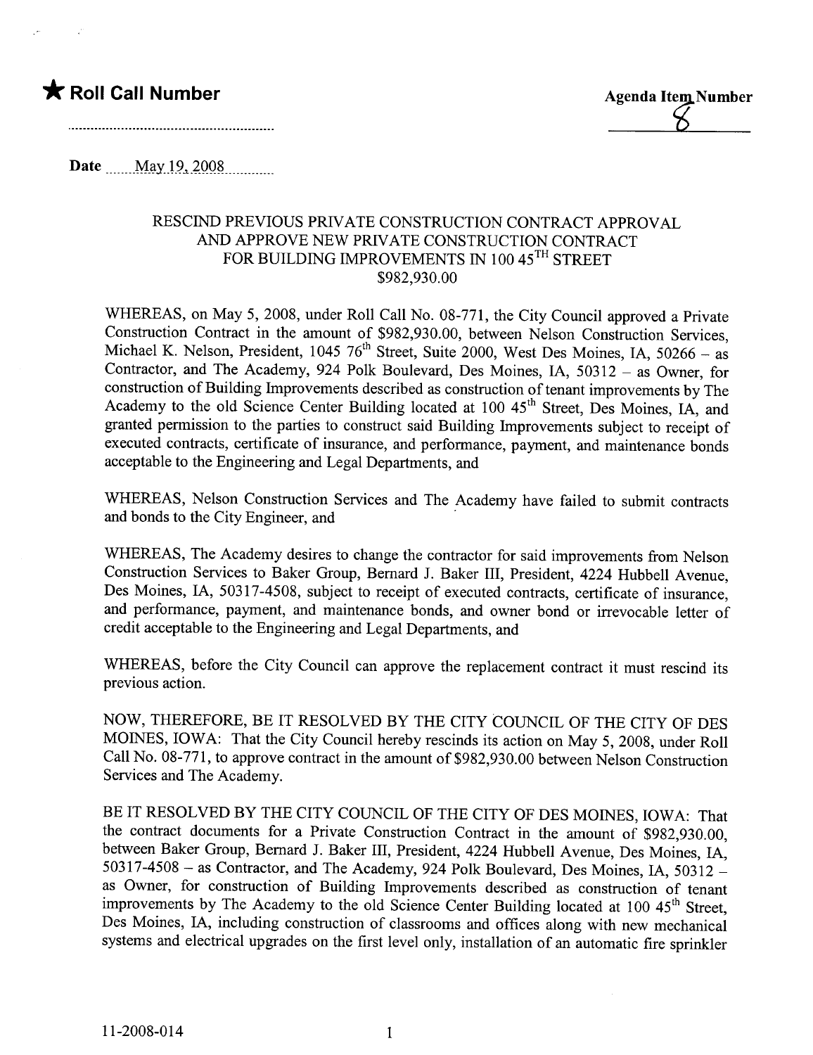★ **Roll Call Number**

..........................................................

**Agenda Item Number**
8

Date May 19, 2008

RESCIND PREVIOUS PRIVATE CONSTRUCTION CONTRACT APPROVAL AND APPROVE NEW PRIVATE CONSTRUCTION CONTRACT FOR BUILDING IMPROVEMENTS IN 100 45TH STREET
$982,930.00

WHEREAS, on May 5, 2008, under Roll Call No. 08-771, the City Council approved a Private Construction Contract in the amount of $982,930.00, between Nelson Construction Services, Michael K. Nelson, President, 1045 76th Street, Suite 2000, West Des Moines, IA, 50266 – as Contractor, and The Academy, 924 Polk Boulevard, Des Moines, IA, 50312 – as Owner, for construction of Building Improvements described as construction of tenant improvements by The Academy to the old Science Center Building located at 100 45th Street, Des Moines, IA, and granted permission to the parties to construct said Building Improvements subject to receipt of executed contracts, certificate of insurance, and performance, payment, and maintenance bonds acceptable to the Engineering and Legal Departments, and

WHEREAS, Nelson Construction Services and The Academy have failed to submit contracts and bonds to the City Engineer, and

WHEREAS, The Academy desires to change the contractor for said improvements from Nelson Construction Services to Baker Group, Bernard J. Baker III, President, 4224 Hubbell Avenue, Des Moines, IA, 50317-4508, subject to receipt of executed contracts, certificate of insurance, and performance, payment, and maintenance bonds, and owner bond or irrevocable letter of credit acceptable to the Engineering and Legal Departments, and

WHEREAS, before the City Council can approve the replacement contract it must rescind its previous action.

NOW, THEREFORE, BE IT RESOLVED BY THE CITY COUNCIL OF THE CITY OF DES MOINES, IOWA: That the City Council hereby rescinds its action on May 5, 2008, under Roll Call No. 08-771, to approve contract in the amount of $982,930.00 between Nelson Construction Services and The Academy.

BE IT RESOLVED BY THE CITY COUNCIL OF THE CITY OF DES MOINES, IOWA: That the contract documents for a Private Construction Contract in the amount of $982,930.00, between Baker Group, Bernard J. Baker III, President, 4224 Hubbell Avenue, Des Moines, IA, 50317-4508 – as Contractor, and The Academy, 924 Polk Boulevard, Des Moines, IA, 50312 – as Owner, for construction of Building Improvements described as construction of tenant improvements by The Academy to the old Science Center Building located at 100 45th Street, Des Moines, IA, including construction of classrooms and offices along with new mechanical systems and electrical upgrades on the first level only, installation of an automatic fire sprinkler

11-2008-014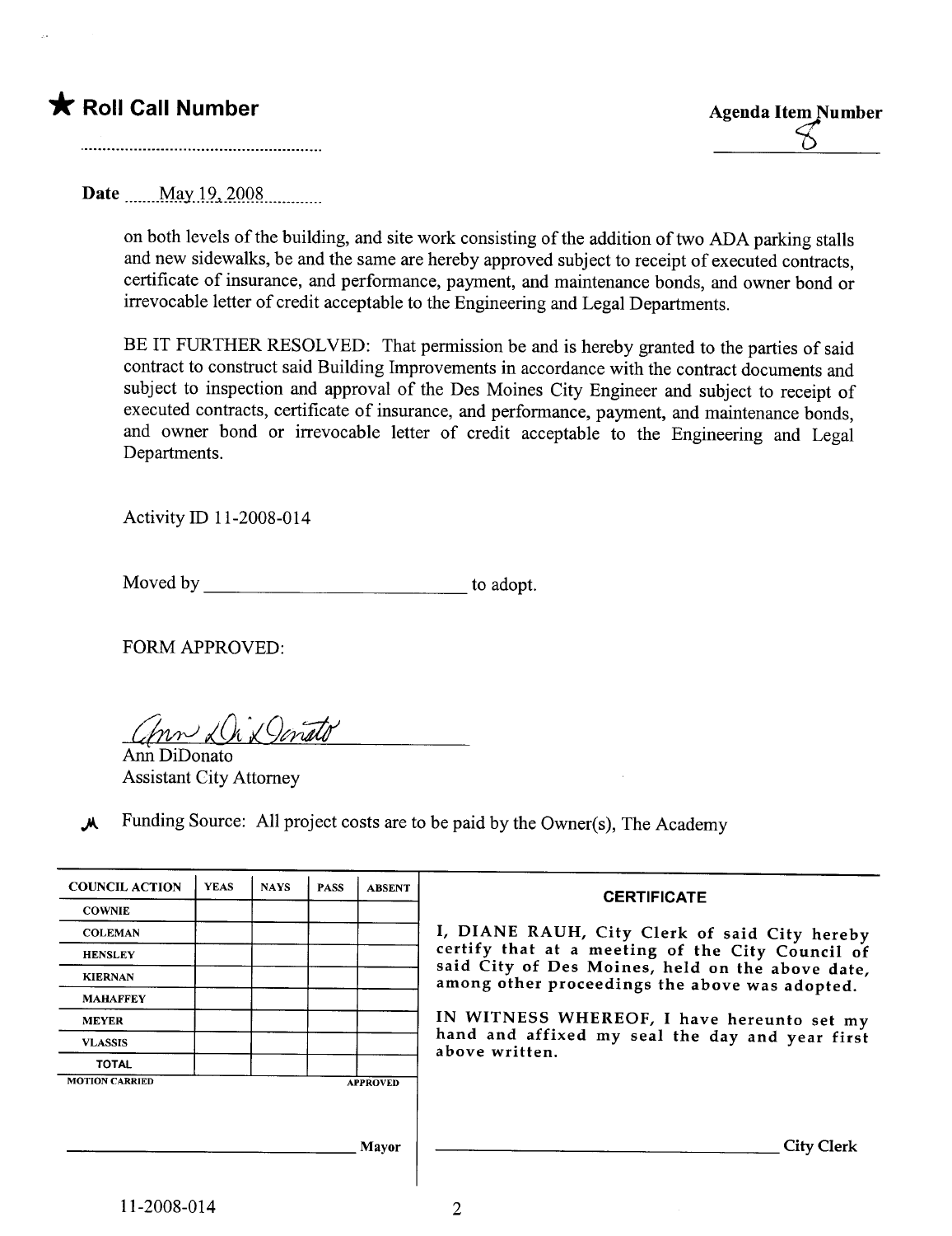★ **Roll Call Number**

..........................................................

**Agenda Item Number**

8

**Date** May 19, 2008

on both levels of the building, and site work consisting of the addition of two ADA parking stalls and new sidewalks, be and the same are hereby approved subject to receipt of executed contracts, certificate of insurance, and performance, payment, and maintenance bonds, and owner bond or irrevocable letter of credit acceptable to the Engineering and Legal Departments.

BE IT FURTHER RESOLVED: That permission be and is hereby granted to the parties of said contract to construct said Building Improvements in accordance with the contract documents and subject to inspection and approval of the Des Moines City Engineer and subject to receipt of executed contracts, certificate of insurance, and performance, payment, and maintenance bonds, and owner bond or irrevocable letter of credit acceptable to the Engineering and Legal Departments.

Activity ID 11-2008-014

Moved by ____________________________ to adopt.

FORM APPROVED:

Ann DiDonato
Assistant City Attorney

Funding Source: All project costs are to be paid by the Owner(s), The Academy

| COUNCIL ACTION | YEAS | NAYS | PASS | ABSENT |
|---|---|---|---|---|
| COWNIE | | | | |
| COLEMAN | | | | |
| HENSLEY | | | | |
| KIERNAN | | | | |
| MAHAFFEY | | | | |
| MEYER | | | | |
| VLASSIS | | | | |
| TOTAL | | | | |

MOTION CARRIED APPROVED

______________________________ Mayor

**CERTIFICATE**

I, DIANE RAUH, City Clerk of said City hereby certify that at a meeting of the City Council of said City of Des Moines, held on the above date, among other proceedings the above was adopted.

IN WITNESS WHEREOF, I have hereunto set my hand and affixed my seal the day and year first above written.

______________________________ City Clerk

11-2008-014